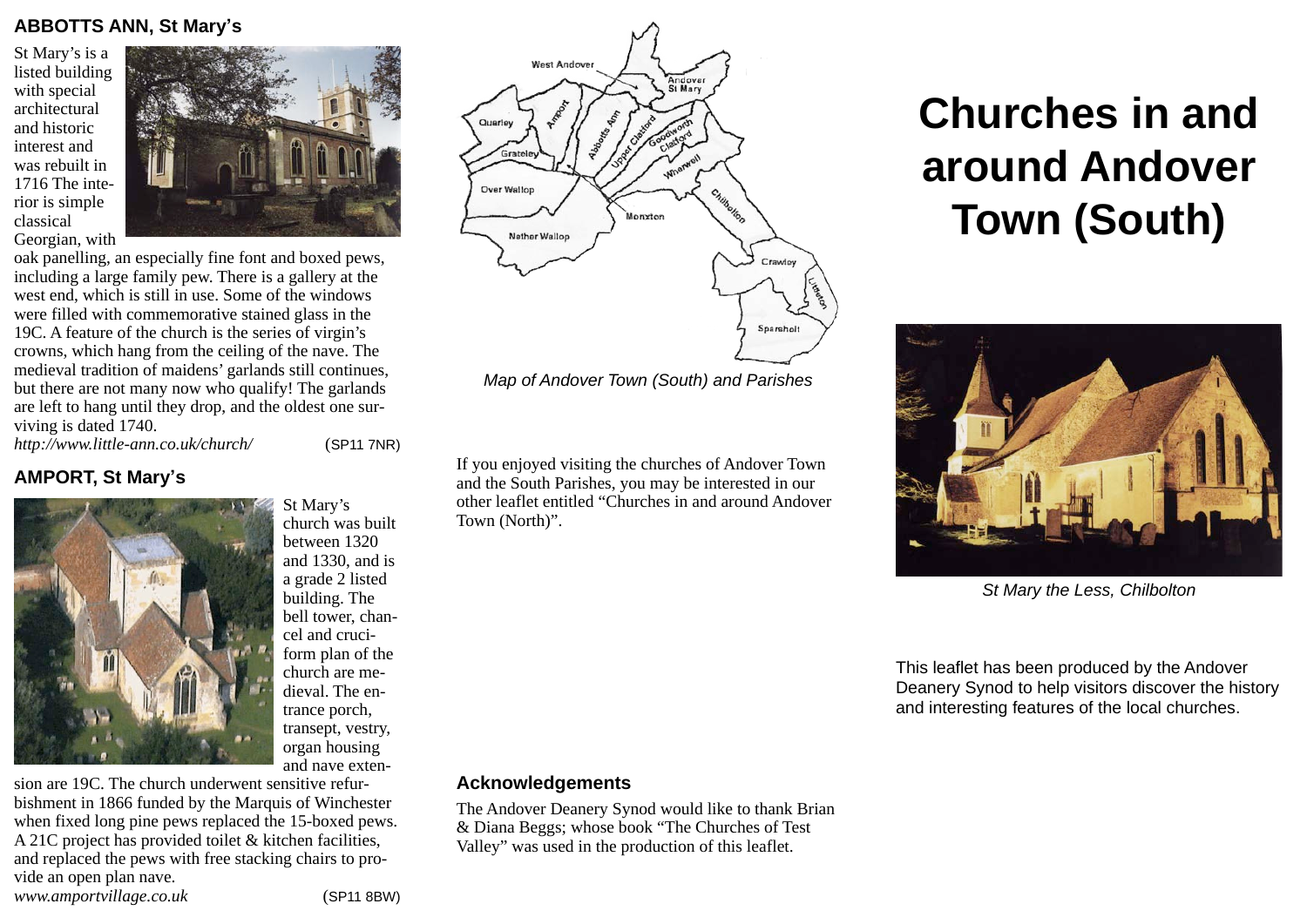## ABBOTTS ANN, St Mary's

St Mary's is a listed building with special architectural and historic interest and was rebuilt in 1716 The interior is simple classical Georgian, with oak panelling, an especially fine font and boxed pews, including a large family pew. There is a gallery at the west end, which is still in use. Some of the windows were filled with commemorative stained glass in the 19C. A feature of the church is the series of virgin's crowns, which hang from the ceiling of the nave. The medieval tradition of maidens' garlands still continues, but there are not many now who qualify! The garlands are left to hang until they drop, and the oldest one surviving is dated 1740.

*http://www.little-ann.co.uk/church/* (SP11 7NR)

## AMPORT, St Mary's

St Mary's church was built between 1320 and 1330, and is a grade 2 listed building. The bell tower, chancel and cruciform plan of the church are medieval. The entrance porch, transept, vestry, organ housing and nave extension are 19C. The church underwent sensitive refurbishment in 1866 funded by the Marquis of Winchester when fixed long pine pews replaced the 15-boxed pews. A 21C project has provided toilet & kitchen facilities, and replaced the pews with free stacking chairs to provide an open plan nave.

*www.amportvillage.co.uk* (SP11 8BW)

West Andover
Andover St Mary
Quarley
Amport
Abbotts Ann
Upper Clatford
Goodworth Clatford
Grateley
Wherwell
Over Wallop
Monxton
Chilbolton
Nether Wallop
Crawley
Littleton
Sparsholt

*Map of Andover Town (South) and Parishes*

If you enjoyed visiting the churches of Andover Town and the South Parishes, you may be interested in our other leaflet entitled "Churches in and around Andover Town (North)".

## Acknowledgements

The Andover Deanery Synod would like to thank Brian & Diana Beggs; whose book "The Churches of Test Valley" was used in the production of this leaflet.

# Churches in and around Andover Town (South)

*St Mary the Less, Chilbolton*

This leaflet has been produced by the Andover Deanery Synod to help visitors discover the history and interesting features of the local churches.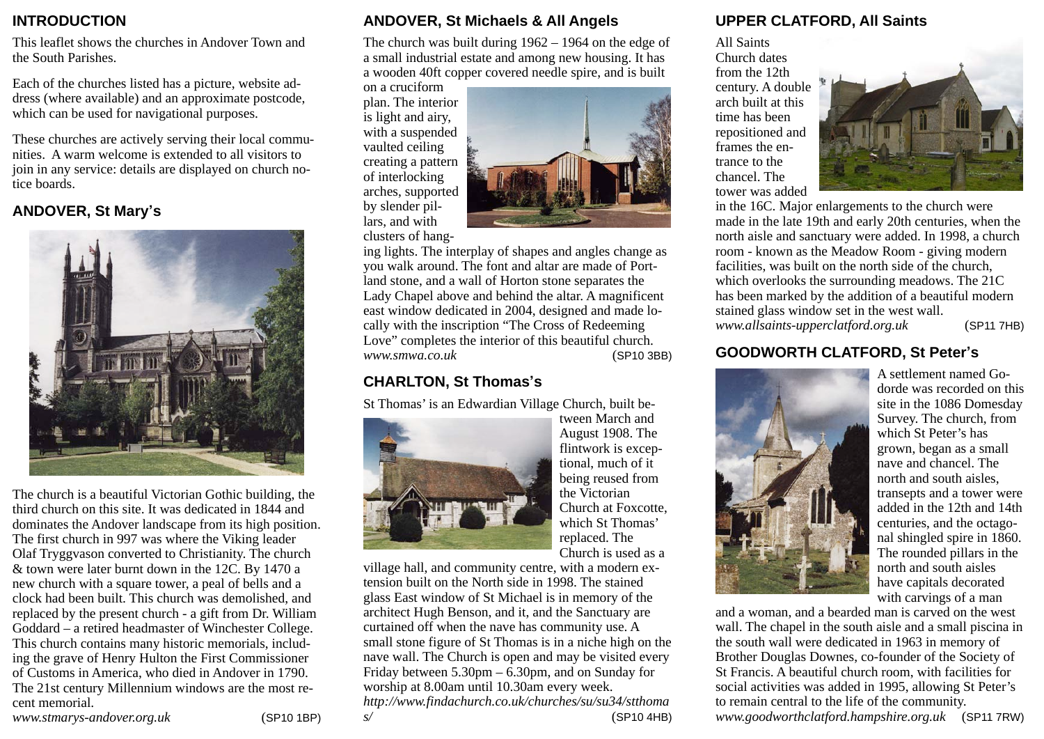## INTRODUCTION

This leaflet shows the churches in Andover Town and the South Parishes.

Each of the churches listed has a picture, website address (where available) and an approximate postcode, which can be used for navigational purposes.

These churches are actively serving their local communities. A warm welcome is extended to all visitors to join in any service: details are displayed on church notice boards.

## ANDOVER, St Mary's

The church is a beautiful Victorian Gothic building, the third church on this site. It was dedicated in 1844 and dominates the Andover landscape from its high position. The first church in 997 was where the Viking leader Olaf Tryggvason converted to Christianity. The church & town were later burnt down in the 12C. By 1470 a new church with a square tower, a peal of bells and a clock had been built. This church was demolished, and replaced by the present church - a gift from Dr. William Goddard – a retired headmaster of Winchester College. This church contains many historic memorials, including the grave of Henry Hulton the First Commissioner of Customs in America, who died in Andover in 1790. The 21st century Millennium windows are the most recent memorial.

*www.stmarys-andover.org.uk* (SP10 1BP)

## ANDOVER, St Michaels & All Angels

The church was built during 1962 – 1964 on the edge of a small industrial estate and among new housing. It has a wooden 40ft copper covered needle spire, and is built on a cruciform plan. The interior is light and airy, with a suspended vaulted ceiling creating a pattern of interlocking arches, supported by slender pillars, and with clusters of hanging lights. The interplay of shapes and angles change as you walk around. The font and altar are made of Portland stone, and a wall of Horton stone separates the Lady Chapel above and behind the altar. A magnificent east window dedicated in 2004, designed and made locally with the inscription "The Cross of Redeeming Love" completes the interior of this beautiful church.

*www.smwa.co.uk* (SP10 3BB)

## CHARLTON, St Thomas's

St Thomas' is an Edwardian Village Church, built between March and August 1908. The flintwork is exceptional, much of it being reused from the Victorian Church at Foxcotte, which St Thomas' replaced. The Church is used as a village hall, and community centre, with a modern extension built on the North side in 1998. The stained glass East window of St Michael is in memory of the architect Hugh Benson, and it, and the Sanctuary are curtained off when the nave has community use. A small stone figure of St Thomas is in a niche high on the nave wall. The Church is open and may be visited every Friday between 5.30pm – 6.30pm, and on Sunday for worship at 8.00am until 10.30am every week.

*http://www.findachurch.co.uk/churches/su/su34/stthomas/* (SP10 4HB)

## UPPER CLATFORD, All Saints

All Saints Church dates from the 12th century. A double arch built at this time has been repositioned and frames the entrance to the chancel. The tower was added in the 16C. Major enlargements to the church were made in the late 19th and early 20th centuries, when the north aisle and sanctuary were added. In 1998, a church room - known as the Meadow Room - giving modern facilities, was built on the north side of the church, which overlooks the surrounding meadows. The 21C has been marked by the addition of a beautiful modern stained glass window set in the west wall.

*www.allsaints-upperclatford.org.uk* (SP11 7HB)

## GOODWORTH CLATFORD, St Peter's

A settlement named Godorde was recorded on this site in the 1086 Domesday Survey. The church, from which St Peter's has grown, began as a small nave and chancel. The north and south aisles, transepts and a tower were added in the 12th and 14th centuries, and the octagonal shingled spire in 1860. The rounded pillars in the north and south aisles have capitals decorated with carvings of a man and a woman, and a bearded man is carved on the west wall. The chapel in the south aisle and a small piscina in the south wall were dedicated in 1963 in memory of Brother Douglas Downes, co-founder of the Society of St Francis. A beautiful church room, with facilities for social activities was added in 1995, allowing St Peter's to remain central to the life of the community.

*www.goodworthclatford.hampshire.org.uk* (SP11 7RW)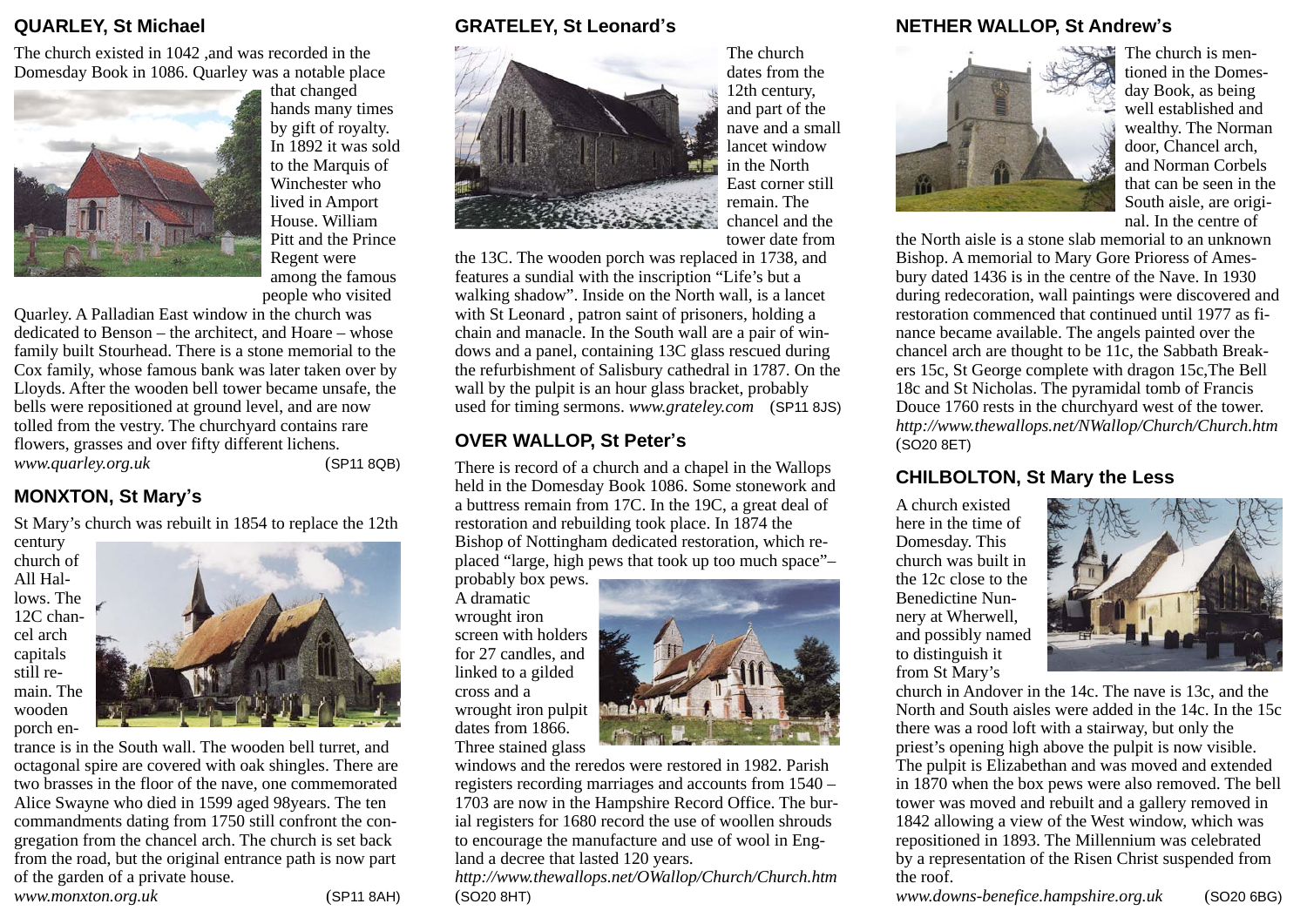## QUARLEY, St Michael

The church existed in 1042 ,and was recorded in the Domesday Book in 1086. Quarley was a notable place that changed hands many times by gift of royalty. In 1892 it was sold to the Marquis of Winchester who lived in Amport House. William Pitt and the Prince Regent were among the famous people who visited Quarley. A Palladian East window in the church was dedicated to Benson – the architect, and Hoare – whose family built Stourhead. There is a stone memorial to the Cox family, whose famous bank was later taken over by Lloyds. After the wooden bell tower became unsafe, the bells were repositioned at ground level, and are now tolled from the vestry. The churchyard contains rare flowers, grasses and over fifty different lichens.

*www.quarley.org.uk* (SP11 8QB)

## MONXTON, St Mary's

St Mary's church was rebuilt in 1854 to replace the 12th century church of All Hallows. The 12C chancel arch capitals still remain. The wooden porch entrance is in the South wall. The wooden bell turret, and octagonal spire are covered with oak shingles. There are two brasses in the floor of the nave, one commemorated Alice Swayne who died in 1599 aged 98years. The ten commandments dating from 1750 still confront the congregation from the chancel arch. The church is set back from the road, but the original entrance path is now part of the garden of a private house.

*www.monxton.org.uk* (SP11 8AH)

## GRATELEY, St Leonard's

The church dates from the 12th century, and part of the nave and a small lancet window in the North East corner still remain. The chancel and the tower date from the 13C. The wooden porch was replaced in 1738, and features a sundial with the inscription "Life's but a walking shadow". Inside on the North wall, is a lancet with St Leonard , patron saint of prisoners, holding a chain and manacle. In the South wall are a pair of windows and a panel, containing 13C glass rescued during the refurbishment of Salisbury cathedral in 1787. On the wall by the pulpit is an hour glass bracket, probably used for timing sermons. *www.grateley.com* (SP11 8JS)

## OVER WALLOP, St Peter's

There is record of a church and a chapel in the Wallops held in the Domesday Book 1086. Some stonework and a buttress remain from 17C. In the 19C, a great deal of restoration and rebuilding took place. In 1874 the Bishop of Nottingham dedicated restoration, which replaced "large, high pews that took up too much space"– probably box pews. A dramatic wrought iron screen with holders for 27 candles, and linked to a gilded cross and a wrought iron pulpit dates from 1866. Three stained glass windows and the reredos were restored in 1982. Parish registers recording marriages and accounts from 1540 – 1703 are now in the Hampshire Record Office. The burial registers for 1680 record the use of woollen shrouds to encourage the manufacture and use of wool in England a decree that lasted 120 years.

*http://www.thewallops.net/OWallop/Church/Church.htm* (SO20 8HT)

## NETHER WALLOP, St Andrew's

The church is mentioned in the Domesday Book, as being well established and wealthy. The Norman door, Chancel arch, and Norman Corbels that can be seen in the South aisle, are original. In the centre of the North aisle is a stone slab memorial to an unknown Bishop. A memorial to Mary Gore Prioress of Amesbury dated 1436 is in the centre of the Nave. In 1930 during redecoration, wall paintings were discovered and restoration commenced that continued until 1977 as finance became available. The angels painted over the chancel arch are thought to be 11c, the Sabbath Breakers 15c, St George complete with dragon 15c,The Bell 18c and St Nicholas. The pyramidal tomb of Francis Douce 1760 rests in the churchyard west of the tower.

*http://www.thewallops.net/NWallop/Church/Church.htm* (SO20 8ET)

## CHILBOLTON, St Mary the Less

A church existed here in the time of Domesday. This church was built in the 12c close to the Benedictine Nunnery at Wherwell, and possibly named to distinguish it from St Mary's church in Andover in the 14c. The nave is 13c, and the North and South aisles were added in the 14c. In the 15c there was a rood loft with a stairway, but only the priest's opening high above the pulpit is now visible. The pulpit is Elizabethan and was moved and extended in 1870 when the box pews were also removed. The bell tower was moved and rebuilt and a gallery removed in 1842 allowing a view of the West window, which was repositioned in 1893. The Millennium was celebrated by a representation of the Risen Christ suspended from the roof.

*www.downs-benefice.hampshire.org.uk* (SO20 6BG)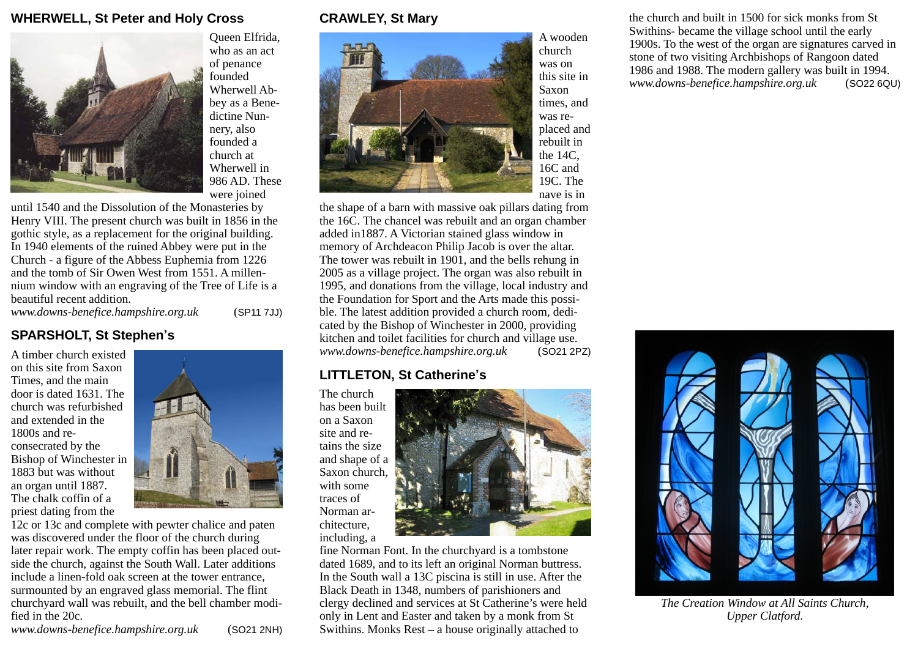## WHERWELL, St Peter and Holy Cross

Queen Elfrida, who as an act of penance founded Wherwell Abbey as a Benedictine Nunnery, also founded a church at Wherwell in 986 AD. These were joined until 1540 and the Dissolution of the Monasteries by Henry VIII. The present church was built in 1856 in the gothic style, as a replacement for the original building. In 1940 elements of the ruined Abbey were put in the Church - a figure of the Abbess Euphemia from 1226 and the tomb of Sir Owen West from 1551. A millennium window with an engraving of the Tree of Life is a beautiful recent addition.

*www.downs-benefice.hampshire.org.uk* (SP11 7JJ)

## SPARSHOLT, St Stephen's

A timber church existed on this site from Saxon Times, and the main door is dated 1631. The church was refurbished and extended in the 1800s and re-consecrated by the Bishop of Winchester in 1883 but was without an organ until 1887. The chalk coffin of a priest dating from the 12c or 13c and complete with pewter chalice and paten was discovered under the floor of the church during later repair work. The empty coffin has been placed outside the church, against the South Wall. Later additions include a linen-fold oak screen at the tower entrance, surmounted by an engraved glass memorial. The flint churchyard wall was rebuilt, and the bell chamber modified in the 20c.

*www.downs-benefice.hampshire.org.uk* (SO21 2NH)

## CRAWLEY, St Mary

A wooden church was on this site in Saxon times, and was replaced and rebuilt in the 14C, 16C and 19C. The nave is in the shape of a barn with massive oak pillars dating from the 16C. The chancel was rebuilt and an organ chamber added in1887. A Victorian stained glass window in memory of Archdeacon Philip Jacob is over the altar. The tower was rebuilt in 1901, and the bells rehung in 2005 as a village project. The organ was also rebuilt in 1995, and donations from the village, local industry and the Foundation for Sport and the Arts made this possible. The latest addition provided a church room, dedicated by the Bishop of Winchester in 2000, providing kitchen and toilet facilities for church and village use.

*www.downs-benefice.hampshire.org.uk* (SO21 2PZ)

## LITTLETON, St Catherine's

The church has been built on a Saxon site and retains the size and shape of a Saxon church, with some traces of Norman architecture, including, a fine Norman Font. In the churchyard is a tombstone dated 1689, and to its left an original Norman buttress. In the South wall a 13C piscina is still in use. After the Black Death in 1348, numbers of parishioners and clergy declined and services at St Catherine's were held only in Lent and Easter and taken by a monk from St Swithins. Monks Rest – a house originally attached to the church and built in 1500 for sick monks from St Swithins- became the village school until the early 1900s. To the west of the organ are signatures carved in stone of two visiting Archbishops of Rangoon dated 1986 and 1988. The modern gallery was built in 1994.

*www.downs-benefice.hampshire.org.uk* (SO22 6QU)

*The Creation Window at All Saints Church, Upper Clatford.*